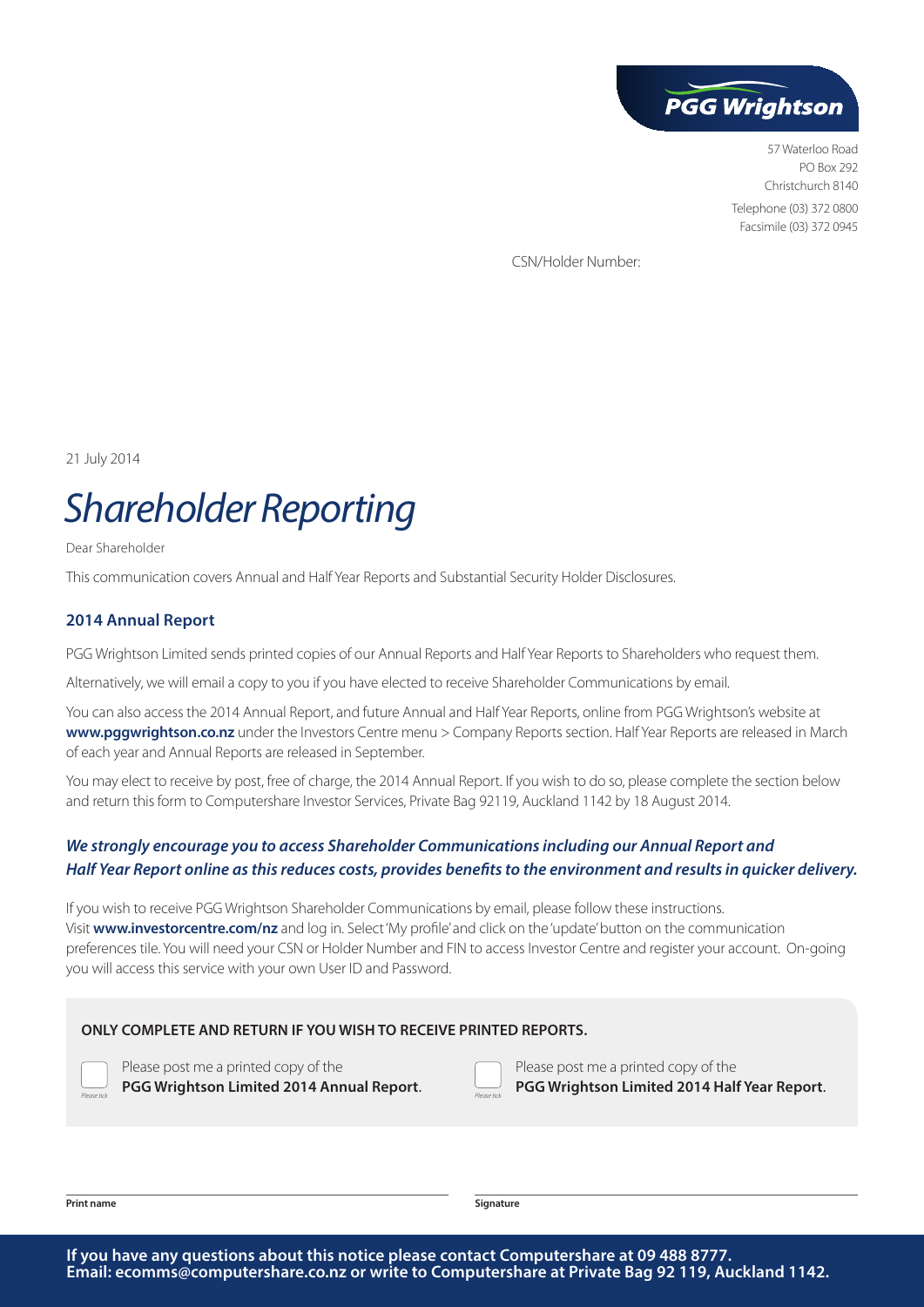PGG Wrightson

57 Waterloo Road
PO Box 292
Christchurch 8140

Telephone (03) 372 0800
Facsimile (03) 372 0945

CSN/Holder Number:

21 July 2014

# *Shareholder Reporting*

Dear Shareholder

This communication covers Annual and Half Year Reports and Substantial Security Holder Disclosures.

## 2014 Annual Report

PGG Wrightson Limited sends printed copies of our Annual Reports and Half Year Reports to Shareholders who request them.

Alternatively, we will email a copy to you if you have elected to receive Shareholder Communications by email.

You can also access the 2014 Annual Report, and future Annual and Half Year Reports, online from PGG Wrightson's website at **www.pggwrightson.co.nz** under the Investors Centre menu > Company Reports section. Half Year Reports are released in March of each year and Annual Reports are released in September.

You may elect to receive by post, free of charge, the 2014 Annual Report. If you wish to do so, please complete the section below and return this form to Computershare Investor Services, Private Bag 92119, Auckland 1142 by 18 August 2014.

***We strongly encourage you to access Shareholder Communications including our Annual Report and Half Year Report online as this reduces costs, provides benefits to the environment and results in quicker delivery.***

If you wish to receive PGG Wrightson Shareholder Communications by email, please follow these instructions. Visit **www.investorcentre.com/nz** and log in. Select 'My profile' and click on the 'update' button on the communication preferences tile. You will need your CSN or Holder Number and FIN to access Investor Centre and register your account. On-going you will access this service with your own User ID and Password.

**ONLY COMPLETE AND RETURN IF YOU WISH TO RECEIVE PRINTED REPORTS.**

☐ *Please tick* Please post me a printed copy of the **PGG Wrightson Limited 2014 Annual Report**.

☐ *Please tick* Please post me a printed copy of the **PGG Wrightson Limited 2014 Half Year Report**.

**Print name** ______________________ **Signature** ______________________

**If you have any questions about this notice please contact Computershare at 09 488 8777.
Email: ecomms@computershare.co.nz or write to Computershare at Private Bag 92 119, Auckland 1142.**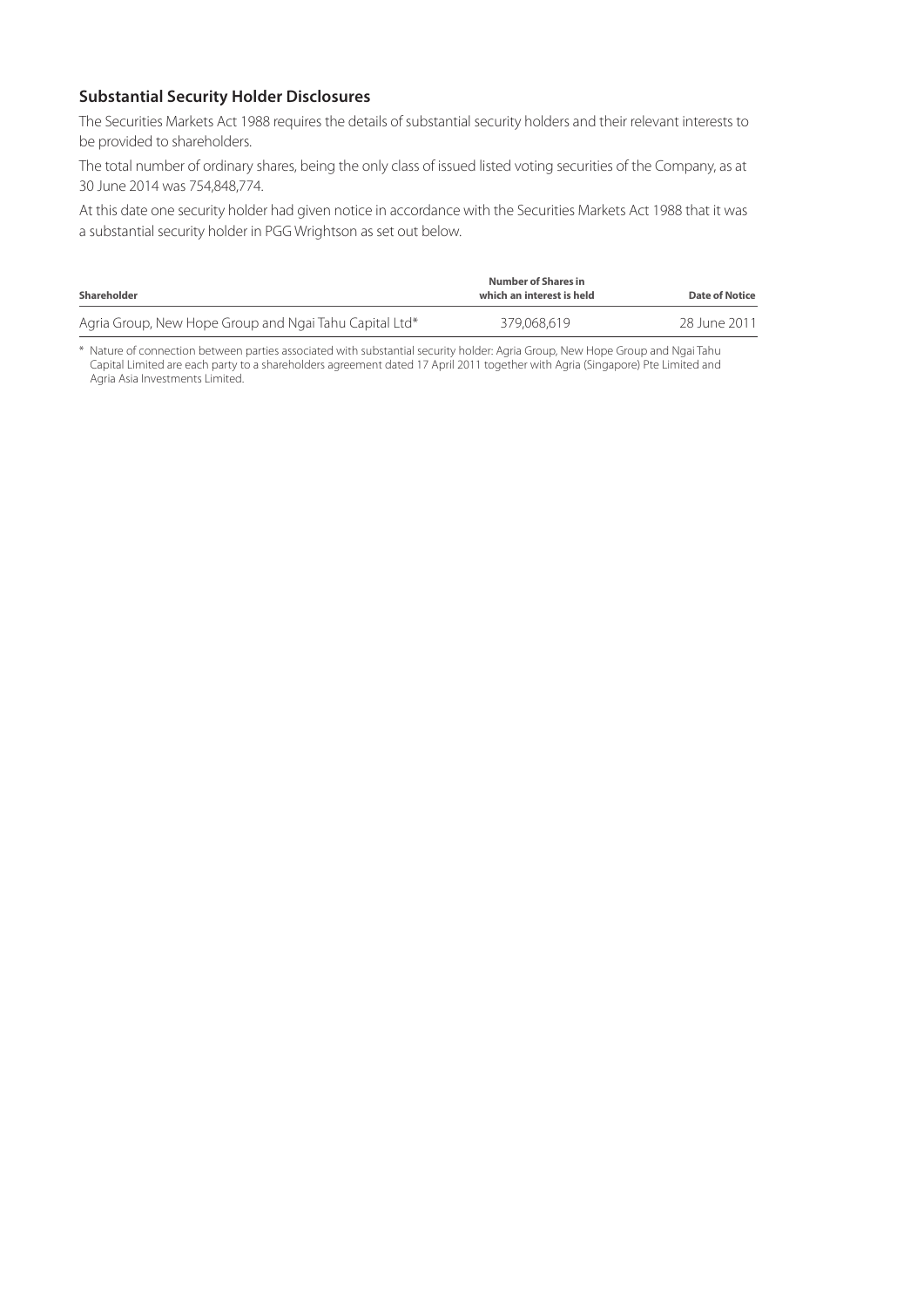## Substantial Security Holder Disclosures

The Securities Markets Act 1988 requires the details of substantial security holders and their relevant interests to be provided to shareholders.

The total number of ordinary shares, being the only class of issued listed voting securities of the Company, as at 30 June 2014 was 754,848,774.

At this date one security holder had given notice in accordance with the Securities Markets Act 1988 that it was a substantial security holder in PGG Wrightson as set out below.

| Shareholder | Number of Shares in which an interest is held | Date of Notice |
|---|---|---|
| Agria Group, New Hope Group and Ngai Tahu Capital Ltd* | 379,068,619 | 28 June 2011 |

\* Nature of connection between parties associated with substantial security holder: Agria Group, New Hope Group and Ngai Tahu Capital Limited are each party to a shareholders agreement dated 17 April 2011 together with Agria (Singapore) Pte Limited and Agria Asia Investments Limited.